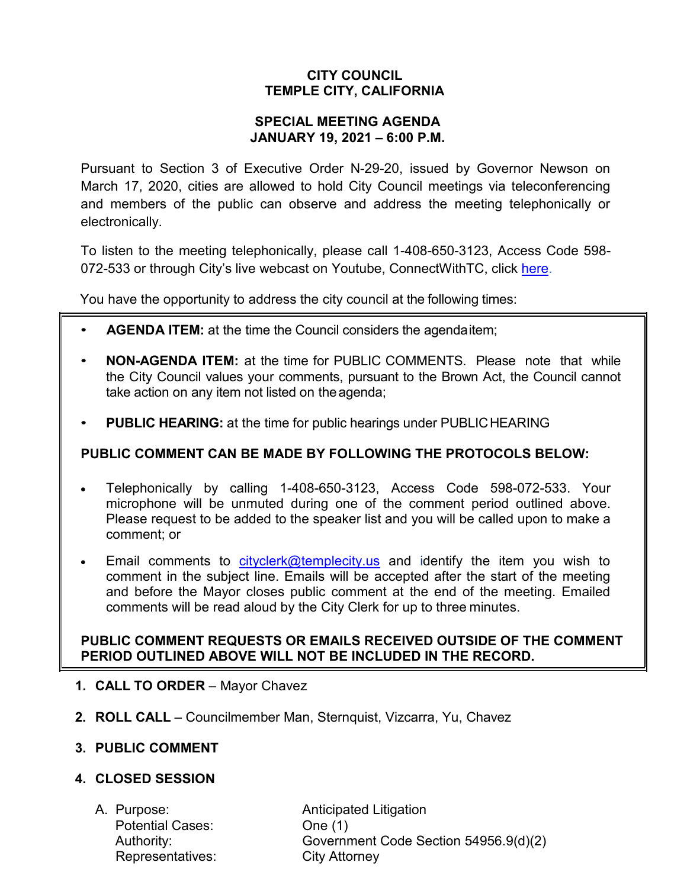# CITY COUNCIL
# TEMPLE CITY, CALIFORNIA

## SPECIAL MEETING AGENDA
## JANUARY 19, 2021 – 6:00 P.M.

Pursuant to Section 3 of Executive Order N-29-20, issued by Governor Newson on March 17, 2020, cities are allowed to hold City Council meetings via teleconferencing and members of the public can observe and address the meeting telephonically or electronically.

To listen to the meeting telephonically, please call 1-408-650-3123, Access Code 598-072-533 or through City's live webcast on Youtube, ConnectWithTC, click here.

You have the opportunity to address the city council at the following times:

- **AGENDA ITEM:** at the time the Council considers the agenda item;
- **NON-AGENDA ITEM:** at the time for PUBLIC COMMENTS. Please note that while the City Council values your comments, pursuant to the Brown Act, the Council cannot take action on any item not listed on the agenda;
- **PUBLIC HEARING:** at the time for public hearings under PUBLIC HEARING

**PUBLIC COMMENT CAN BE MADE BY FOLLOWING THE PROTOCOLS BELOW:**

- Telephonically by calling 1-408-650-3123, Access Code 598-072-533. Your microphone will be unmuted during one of the comment period outlined above. Please request to be added to the speaker list and you will be called upon to make a comment; or
- Email comments to cityclerk@templecity.us and identify the item you wish to comment in the subject line. Emails will be accepted after the start of the meeting and before the Mayor closes public comment at the end of the meeting. Emailed comments will be read aloud by the City Clerk for up to three minutes.

**PUBLIC COMMENT REQUESTS OR EMAILS RECEIVED OUTSIDE OF THE COMMENT PERIOD OUTLINED ABOVE WILL NOT BE INCLUDED IN THE RECORD.**

1. **CALL TO ORDER** – Mayor Chavez

2. **ROLL CALL** – Councilmember Man, Sternquist, Vizcarra, Yu, Chavez

3. **PUBLIC COMMENT**

4. **CLOSED SESSION**

   A. Purpose: Anticipated Litigation
   Potential Cases: One (1)
   Authority: Government Code Section 54956.9(d)(2)
   Representatives: City Attorney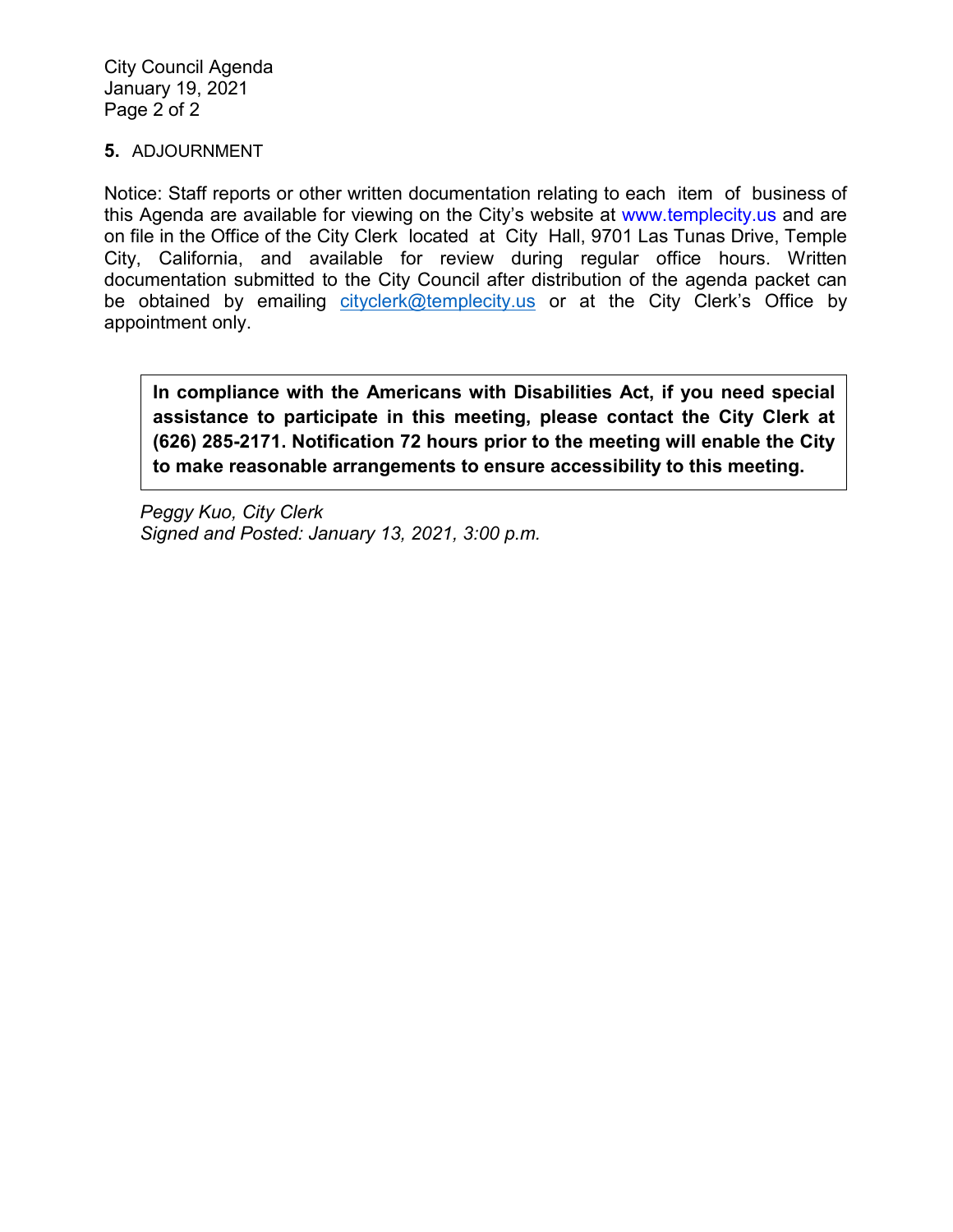**5.** ADJOURNMENT

Notice: Staff reports or other written documentation relating to each item of business of this Agenda are available for viewing on the City's website at www.templecity.us and are on file in the Office of the City Clerk located at City Hall, 9701 Las Tunas Drive, Temple City, California, and available for review during regular office hours. Written documentation submitted to the City Council after distribution of the agenda packet can be obtained by emailing cityclerk@templecity.us or at the City Clerk's Office by appointment only.

**In compliance with the Americans with Disabilities Act, if you need special assistance to participate in this meeting, please contact the City Clerk at (626) 285-2171. Notification 72 hours prior to the meeting will enable the City to make reasonable arrangements to ensure accessibility to this meeting.**

*Peggy Kuo, City Clerk*
*Signed and Posted: January 13, 2021, 3:00 p.m.*